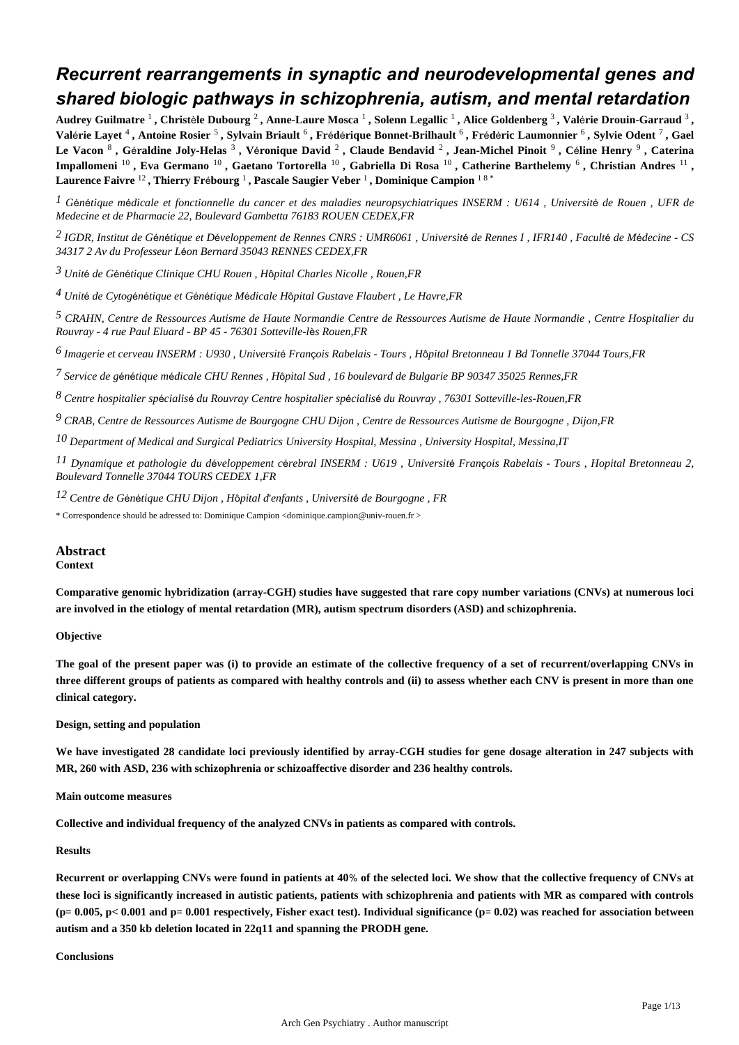# Recurrent rearrangements in synaptic and neurodevelopmental genes and shared biologic pathways in schizophrenia, autism, and mental retardation

**Audrey Guilmatre [1], Christèle Dubourg [2], Anne-Laure Mosca [1], Solenn Legallic [1], Alice Goldenberg [3], Valérie Drouin-Garraud [3], Valérie Layet [4], Antoine Rosier [5], Sylvain Briault [6], Frédérique Bonnet-Brilhault [6], Frédéric Laumonnier [6], Sylvie Odent [7], Gael Le Vacon [8], Géraldine Joly-Helas [3], Véronique David [2], Claude Bendavid [2], Jean-Michel Pinoit [9], Céline Henry [9], Caterina Impallomeni [10], Eva Germano [10], Gaetano Tortorella [10], Gabriella Di Rosa [10], Catherine Barthelemy [6], Christian Andres [11], Laurence Faivre [12], Thierry Frébourg [1], Pascale Saugier Veber [1], Dominique Campion [1 8 *]**

*[1] Génétique médicale et fonctionnelle du cancer et des maladies neuropsychiatriques INSERM : U614 , Université de Rouen , UFR de Medecine et de Pharmacie 22, Boulevard Gambetta 76183 ROUEN CEDEX,FR*

*[2] IGDR, Institut de Génétique et Développement de Rennes CNRS : UMR6061 , Université de Rennes I , IFR140 , Faculté de Médecine - CS 34317 2 Av du Professeur Léon Bernard 35043 RENNES CEDEX,FR*

*[3] Unité de Génétique Clinique CHU Rouen , Hôpital Charles Nicolle , Rouen,FR*

*[4] Unité de Cytogénétique et Génétique Médicale Hôpital Gustave Flaubert , Le Havre,FR*

*[5] CRAHN, Centre de Ressources Autisme de Haute Normandie Centre de Ressources Autisme de Haute Normandie , Centre Hospitalier du Rouvray - 4 rue Paul Eluard - BP 45 - 76301 Sotteville-lès Rouen,FR*

*[6] Imagerie et cerveau INSERM : U930 , Université François Rabelais - Tours , Hôpital Bretonneau 1 Bd Tonnelle 37044 Tours,FR*

*[7] Service de génétique médicale CHU Rennes , Hôpital Sud , 16 boulevard de Bulgarie BP 90347 35025 Rennes,FR*

*[8] Centre hospitalier spécialisé du Rouvray Centre hospitalier spécialisé du Rouvray , 76301 Sotteville-les-Rouen,FR*

*[9] CRAB, Centre de Ressources Autisme de Bourgogne CHU Dijon , Centre de Ressources Autisme de Bourgogne , Dijon,FR*

*[10] Department of Medical and Surgical Pediatrics University Hospital, Messina , University Hospital, Messina,IT*

*[11] Dynamique et pathologie du développement cérébral INSERM : U619 , Université François Rabelais - Tours , Hopital Bretonneau 2, Boulevard Tonnelle 37044 TOURS CEDEX 1,FR*

*[12] Centre de Génétique CHU Dijon , Hôpital d'enfants , Université de Bourgogne , FR*

* Correspondence should be adressed to: Dominique Campion <dominique.campion@univ-rouen.fr >

## Abstract

**Context**

**Comparative genomic hybridization (array-CGH) studies have suggested that rare copy number variations (CNVs) at numerous loci are involved in the etiology of mental retardation (MR), autism spectrum disorders (ASD) and schizophrenia.**

**Objective**

**The goal of the present paper was (i) to provide an estimate of the collective frequency of a set of recurrent/overlapping CNVs in three different groups of patients as compared with healthy controls and (ii) to assess whether each CNV is present in more than one clinical category.**

**Design, setting and population**

**We have investigated 28 candidate loci previously identified by array-CGH studies for gene dosage alteration in 247 subjects with MR, 260 with ASD, 236 with schizophrenia or schizoaffective disorder and 236 healthy controls.**

**Main outcome measures**

**Collective and individual frequency of the analyzed CNVs in patients as compared with controls.**

**Results**

**Recurrent or overlapping CNVs were found in patients at 40% of the selected loci. We show that the collective frequency of CNVs at these loci is significantly increased in autistic patients, patients with schizophrenia and patients with MR as compared with controls ($p= 0.005$, $p< 0.001$ and $p= 0.001$ respectively, Fisher exact test). Individual significance ($p= 0.02$) was reached for association between autism and a 350 kb deletion located in 22q11 and spanning the PRODH gene.**

**Conclusions**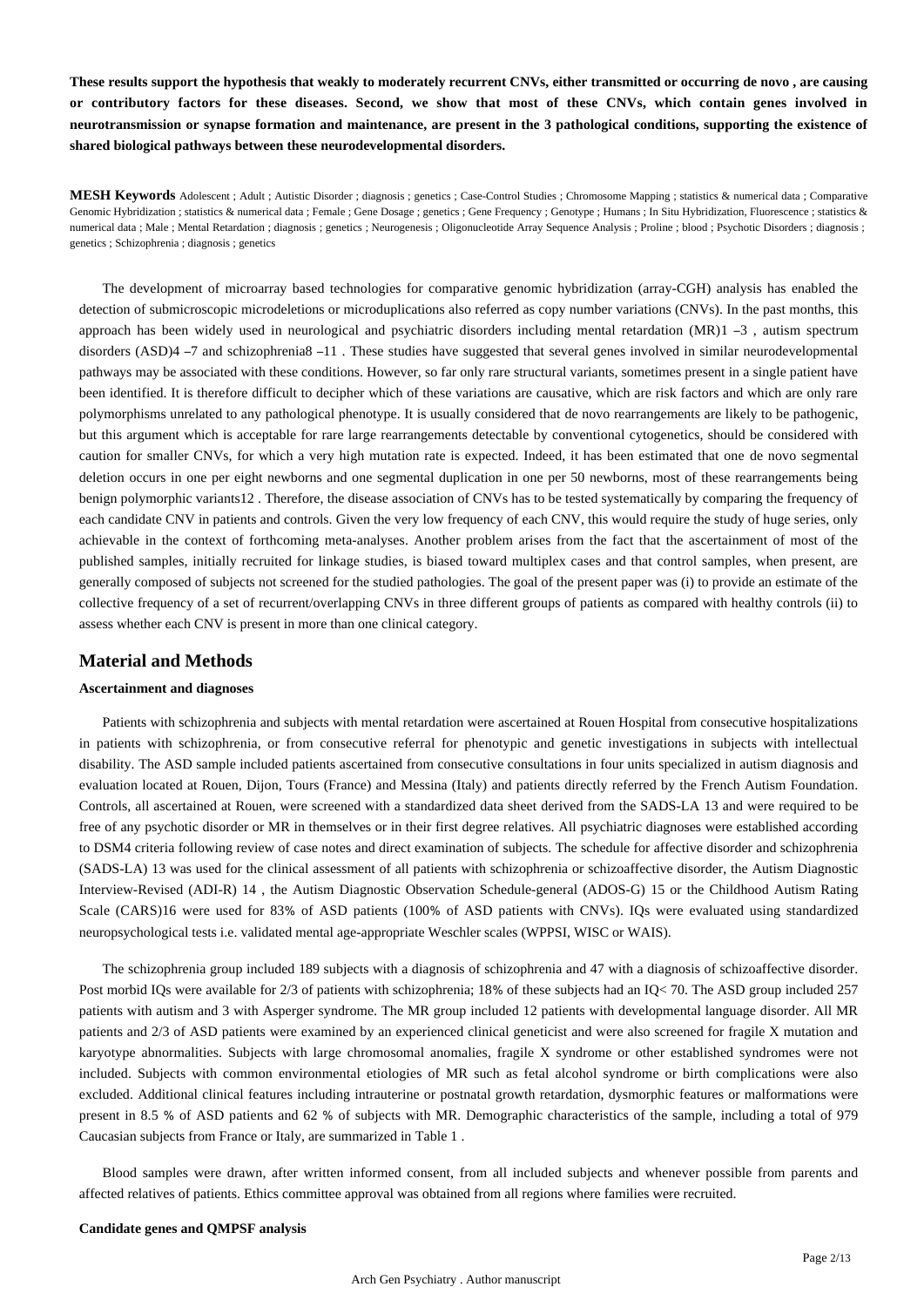**These results support the hypothesis that weakly to moderately recurrent CNVs, either transmitted or occurring de novo , are causing or contributory factors for these diseases. Second, we show that most of these CNVs, which contain genes involved in neurotransmission or synapse formation and maintenance, are present in the 3 pathological conditions, supporting the existence of shared biological pathways between these neurodevelopmental disorders.**

**MESH Keywords** Adolescent ; Adult ; Autistic Disorder ; diagnosis ; genetics ; Case-Control Studies ; Chromosome Mapping ; statistics & numerical data ; Comparative Genomic Hybridization ; statistics & numerical data ; Female ; Gene Dosage ; genetics ; Gene Frequency ; Genotype ; Humans ; In Situ Hybridization, Fluorescence ; statistics & numerical data ; Male ; Mental Retardation ; diagnosis ; genetics ; Neurogenesis ; Oligonucleotide Array Sequence Analysis ; Proline ; blood ; Psychotic Disorders ; diagnosis ; genetics ; Schizophrenia ; diagnosis ; genetics

The development of microarray based technologies for comparative genomic hybridization (array-CGH) analysis has enabled the detection of submicroscopic microdeletions or microduplications also referred as copy number variations (CNVs). In the past months, this approach has been widely used in neurological and psychiatric disorders including mental retardation (MR)[1–3], autism spectrum disorders (ASD)[4–7] and schizophrenia[8–11]. These studies have suggested that several genes involved in similar neurodevelopmental pathways may be associated with these conditions. However, so far only rare structural variants, sometimes present in a single patient have been identified. It is therefore difficult to decipher which of these variations are causative, which are risk factors and which are only rare polymorphisms unrelated to any pathological phenotype. It is usually considered that de novo rearrangements are likely to be pathogenic, but this argument which is acceptable for rare large rearrangements detectable by conventional cytogenetics, should be considered with caution for smaller CNVs, for which a very high mutation rate is expected. Indeed, it has been estimated that one de novo segmental deletion occurs in one per eight newborns and one segmental duplication in one per 50 newborns, most of these rearrangements being benign polymorphic variants[12]. Therefore, the disease association of CNVs has to be tested systematically by comparing the frequency of each candidate CNV in patients and controls. Given the very low frequency of each CNV, this would require the study of huge series, only achievable in the context of forthcoming meta-analyses. Another problem arises from the fact that the ascertainment of most of the published samples, initially recruited for linkage studies, is biased toward multiplex cases and that control samples, when present, are generally composed of subjects not screened for the studied pathologies. The goal of the present paper was (i) to provide an estimate of the collective frequency of a set of recurrent/overlapping CNVs in three different groups of patients as compared with healthy controls (ii) to assess whether each CNV is present in more than one clinical category.

## Material and Methods

### Ascertainment and diagnoses

Patients with schizophrenia and subjects with mental retardation were ascertained at Rouen Hospital from consecutive hospitalizations in patients with schizophrenia, or from consecutive referral for phenotypic and genetic investigations in subjects with intellectual disability. The ASD sample included patients ascertained from consecutive consultations in four units specialized in autism diagnosis and evaluation located at Rouen, Dijon, Tours (France) and Messina (Italy) and patients directly referred by the French Autism Foundation. Controls, all ascertained at Rouen, were screened with a standardized data sheet derived from the SADS-LA [13] and were required to be free of any psychotic disorder or MR in themselves or in their first degree relatives. All psychiatric diagnoses were established according to DSM4 criteria following review of case notes and direct examination of subjects. The schedule for affective disorder and schizophrenia (SADS-LA) [13] was used for the clinical assessment of all patients with schizophrenia or schizoaffective disorder, the Autism Diagnostic Interview-Revised (ADI-R) [14], the Autism Diagnostic Observation Schedule-general (ADOS-G) [15] or the Childhood Autism Rating Scale (CARS)[16] were used for 83% of ASD patients (100% of ASD patients with CNVs). IQs were evaluated using standardized neuropsychological tests i.e. validated mental age-appropriate Weschler scales (WPPSI, WISC or WAIS).

The schizophrenia group included 189 subjects with a diagnosis of schizophrenia and 47 with a diagnosis of schizoaffective disorder. Post morbid IQs were available for 2/3 of patients with schizophrenia; 18% of these subjects had an IQ< 70. The ASD group included 257 patients with autism and 3 with Asperger syndrome. The MR group included 12 patients with developmental language disorder. All MR patients and 2/3 of ASD patients were examined by an experienced clinical geneticist and were also screened for fragile X mutation and karyotype abnormalities. Subjects with large chromosomal anomalies, fragile X syndrome or other established syndromes were not included. Subjects with common environmental etiologies of MR such as fetal alcohol syndrome or birth complications were also excluded. Additional clinical features including intrauterine or postnatal growth retardation, dysmorphic features or malformations were present in 8.5 % of ASD patients and 62 % of subjects with MR. Demographic characteristics of the sample, including a total of 979 Caucasian subjects from France or Italy, are summarized in Table 1 .

Blood samples were drawn, after written informed consent, from all included subjects and whenever possible from parents and affected relatives of patients. Ethics committee approval was obtained from all regions where families were recruited.

### Candidate genes and QMPSF analysis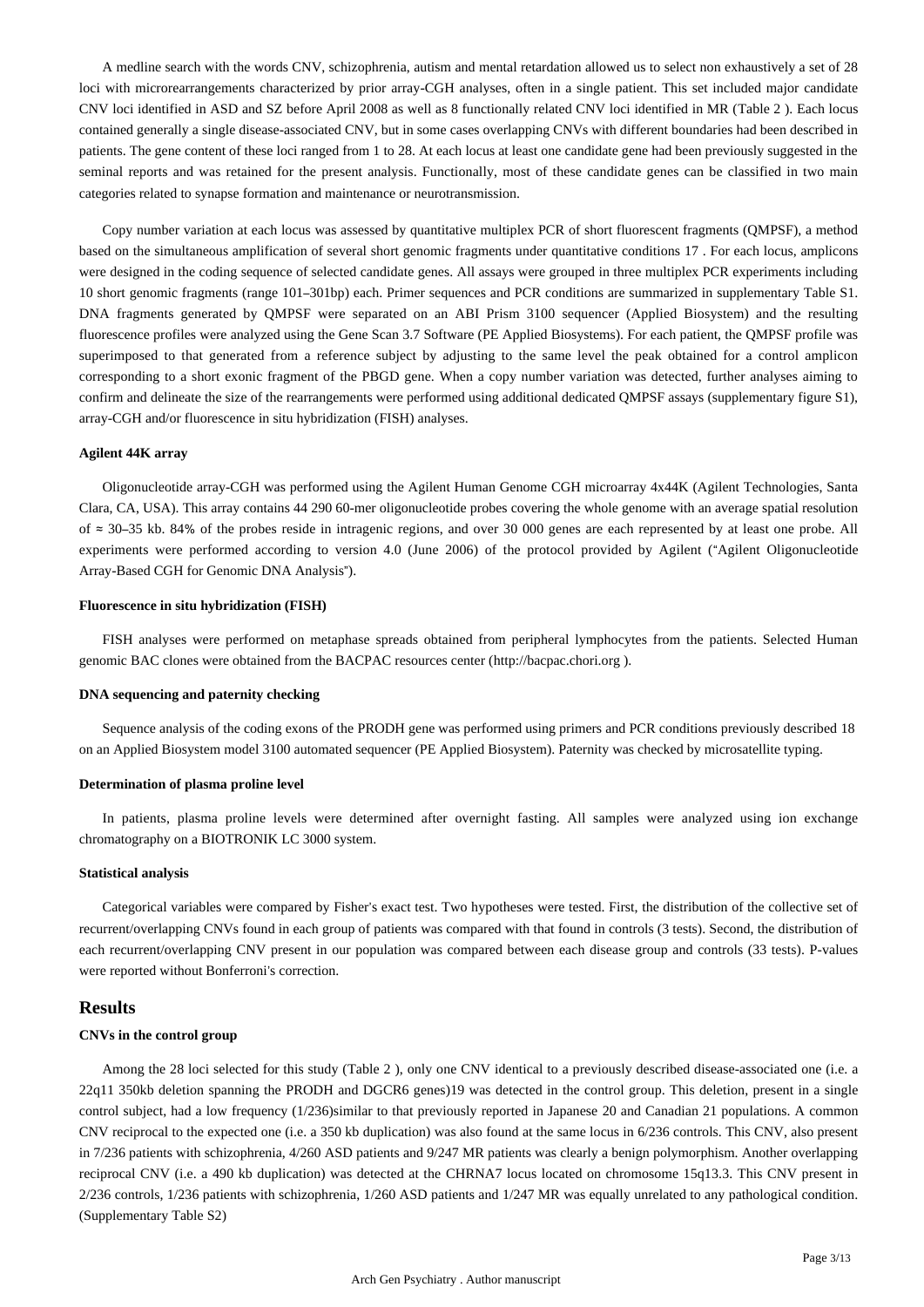A medline search with the words CNV, schizophrenia, autism and mental retardation allowed us to select non exhaustively a set of 28 loci with microrearrangements characterized by prior array-CGH analyses, often in a single patient. This set included major candidate CNV loci identified in ASD and SZ before April 2008 as well as 8 functionally related CNV loci identified in MR (Table 2 ). Each locus contained generally a single disease-associated CNV, but in some cases overlapping CNVs with different boundaries had been described in patients. The gene content of these loci ranged from 1 to 28. At each locus at least one candidate gene had been previously suggested in the seminal reports and was retained for the present analysis. Functionally, most of these candidate genes can be classified in two main categories related to synapse formation and maintenance or neurotransmission.

Copy number variation at each locus was assessed by quantitative multiplex PCR of short fluorescent fragments (QMPSF), a method based on the simultaneous amplification of several short genomic fragments under quantitative conditions 17 . For each locus, amplicons were designed in the coding sequence of selected candidate genes. All assays were grouped in three multiplex PCR experiments including 10 short genomic fragments (range 101–301bp) each. Primer sequences and PCR conditions are summarized in supplementary Table S1. DNA fragments generated by QMPSF were separated on an ABI Prism 3100 sequencer (Applied Biosystem) and the resulting fluorescence profiles were analyzed using the Gene Scan 3.7 Software (PE Applied Biosystems). For each patient, the QMPSF profile was superimposed to that generated from a reference subject by adjusting to the same level the peak obtained for a control amplicon corresponding to a short exonic fragment of the PBGD gene. When a copy number variation was detected, further analyses aiming to confirm and delineate the size of the rearrangements were performed using additional dedicated QMPSF assays (supplementary figure S1), array-CGH and/or fluorescence in situ hybridization (FISH) analyses.

#### Agilent 44K array

Oligonucleotide array-CGH was performed using the Agilent Human Genome CGH microarray 4x44K (Agilent Technologies, Santa Clara, CA, USA). This array contains 44 290 60-mer oligonucleotide probes covering the whole genome with an average spatial resolution of ≈ 30–35 kb. 84% of the probes reside in intragenic regions, and over 30 000 genes are each represented by at least one probe. All experiments were performed according to version 4.0 (June 2006) of the protocol provided by Agilent ("Agilent Oligonucleotide Array-Based CGH for Genomic DNA Analysis").

#### Fluorescence in situ hybridization (FISH)

FISH analyses were performed on metaphase spreads obtained from peripheral lymphocytes from the patients. Selected Human genomic BAC clones were obtained from the BACPAC resources center (http://bacpac.chori.org ).

#### DNA sequencing and paternity checking

Sequence analysis of the coding exons of the PRODH gene was performed using primers and PCR conditions previously described 18 on an Applied Biosystem model 3100 automated sequencer (PE Applied Biosystem). Paternity was checked by microsatellite typing.

#### Determination of plasma proline level

In patients, plasma proline levels were determined after overnight fasting. All samples were analyzed using ion exchange chromatography on a BIOTRONIK LC 3000 system.

#### Statistical analysis

Categorical variables were compared by Fisher's exact test. Two hypotheses were tested. First, the distribution of the collective set of recurrent/overlapping CNVs found in each group of patients was compared with that found in controls (3 tests). Second, the distribution of each recurrent/overlapping CNV present in our population was compared between each disease group and controls (33 tests). P-values were reported without Bonferroni's correction.

## Results

#### CNVs in the control group

Among the 28 loci selected for this study (Table 2 ), only one CNV identical to a previously described disease-associated one (i.e. a 22q11 350kb deletion spanning the PRODH and DGCR6 genes)19 was detected in the control group. This deletion, present in a single control subject, had a low frequency (1/236)similar to that previously reported in Japanese 20 and Canadian 21 populations. A common CNV reciprocal to the expected one (i.e. a 350 kb duplication) was also found at the same locus in 6/236 controls. This CNV, also present in 7/236 patients with schizophrenia, 4/260 ASD patients and 9/247 MR patients was clearly a benign polymorphism. Another overlapping reciprocal CNV (i.e. a 490 kb duplication) was detected at the CHRNA7 locus located on chromosome 15q13.3. This CNV present in 2/236 controls, 1/236 patients with schizophrenia, 1/260 ASD patients and 1/247 MR was equally unrelated to any pathological condition. (Supplementary Table S2)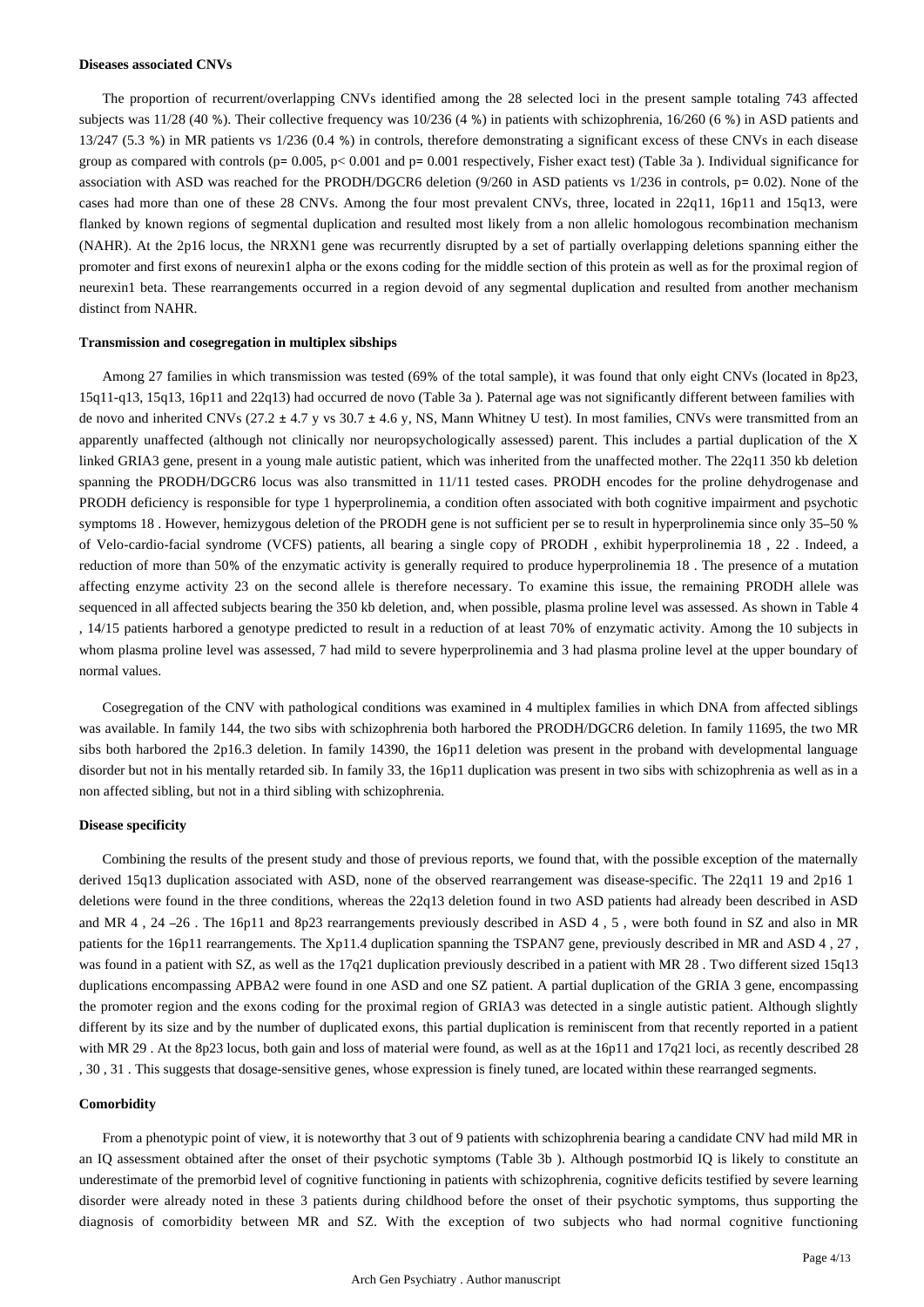### Diseases associated CNVs

The proportion of recurrent/overlapping CNVs identified among the 28 selected loci in the present sample totaling 743 affected subjects was 11/28 (40 %). Their collective frequency was 10/236 (4 %) in patients with schizophrenia, 16/260 (6 %) in ASD patients and 13/247 (5.3 %) in MR patients vs 1/236 (0.4 %) in controls, therefore demonstrating a significant excess of these CNVs in each disease group as compared with controls ($p = 0.005$, $p < 0.001$ and $p = 0.001$ respectively, Fisher exact test) (Table 3a ). Individual significance for association with ASD was reached for the PRODH/DGCR6 deletion (9/260 in ASD patients vs 1/236 in controls, $p = 0.02$). None of the cases had more than one of these 28 CNVs. Among the four most prevalent CNVs, three, located in 22q11, 16p11 and 15q13, were flanked by known regions of segmental duplication and resulted most likely from a non allelic homologous recombination mechanism (NAHR). At the 2p16 locus, the NRXN1 gene was recurrently disrupted by a set of partially overlapping deletions spanning either the promoter and first exons of neurexin1 alpha or the exons coding for the middle section of this protein as well as for the proximal region of neurexin1 beta. These rearrangements occurred in a region devoid of any segmental duplication and resulted from another mechanism distinct from NAHR.

### Transmission and cosegregation in multiplex sibships

Among 27 families in which transmission was tested (69% of the total sample), it was found that only eight CNVs (located in 8p23, 15q11-q13, 15q13, 16p11 and 22q13) had occurred de novo (Table 3a ). Paternal age was not significantly different between families with de novo and inherited CNVs (27.2 ± 4.7 y vs 30.7 ± 4.6 y, NS, Mann Whitney U test). In most families, CNVs were transmitted from an apparently unaffected (although not clinically nor neuropsychologically assessed) parent. This includes a partial duplication of the X linked GRIA3 gene, present in a young male autistic patient, which was inherited from the unaffected mother. The 22q11 350 kb deletion spanning the PRODH/DGCR6 locus was also transmitted in 11/11 tested cases. PRODH encodes for the proline dehydrogenase and PRODH deficiency is responsible for type 1 hyperprolinemia, a condition often associated with both cognitive impairment and psychotic symptoms [18] . However, hemizygous deletion of the PRODH gene is not sufficient per se to result in hyperprolinemia since only 35–50 % of Velo-cardio-facial syndrome (VCFS) patients, all bearing a single copy of PRODH , exhibit hyperprolinemia [18] , [22] . Indeed, a reduction of more than 50% of the enzymatic activity is generally required to produce hyperprolinemia [18] . The presence of a mutation affecting enzyme activity [23] on the second allele is therefore necessary. To examine this issue, the remaining PRODH allele was sequenced in all affected subjects bearing the 350 kb deletion, and, when possible, plasma proline level was assessed. As shown in Table 4 , 14/15 patients harbored a genotype predicted to result in a reduction of at least 70% of enzymatic activity. Among the 10 subjects in whom plasma proline level was assessed, 7 had mild to severe hyperprolinemia and 3 had plasma proline level at the upper boundary of normal values.

Cosegregation of the CNV with pathological conditions was examined in 4 multiplex families in which DNA from affected siblings was available. In family 144, the two sibs with schizophrenia both harbored the PRODH/DGCR6 deletion. In family 11695, the two MR sibs both harbored the 2p16.3 deletion. In family 14390, the 16p11 deletion was present in the proband with developmental language disorder but not in his mentally retarded sib. In family 33, the 16p11 duplication was present in two sibs with schizophrenia as well as in a non affected sibling, but not in a third sibling with schizophrenia.

### Disease specificity

Combining the results of the present study and those of previous reports, we found that, with the possible exception of the maternally derived 15q13 duplication associated with ASD, none of the observed rearrangement was disease-specific. The 22q11 [19] and 2p16 [1] deletions were found in the three conditions, whereas the 22q13 deletion found in two ASD patients had already been described in ASD and MR [4] , [24] –[26] . The 16p11 and 8p23 rearrangements previously described in ASD [4] , [5] , were both found in SZ and also in MR patients for the 16p11 rearrangements. The Xp11.4 duplication spanning the TSPAN7 gene, previously described in MR and ASD [4] , [27] , was found in a patient with SZ, as well as the 17q21 duplication previously described in a patient with MR [28] . Two different sized 15q13 duplications encompassing APBA2 were found in one ASD and one SZ patient. A partial duplication of the GRIA 3 gene, encompassing the promoter region and the exons coding for the proximal region of GRIA3 was detected in a single autistic patient. Although slightly different by its size and by the number of duplicated exons, this partial duplication is reminiscent from that recently reported in a patient with MR [29] . At the 8p23 locus, both gain and loss of material were found, as well as at the 16p11 and 17q21 loci, as recently described [28] , [30] , [31] . This suggests that dosage-sensitive genes, whose expression is finely tuned, are located within these rearranged segments.

### Comorbidity

From a phenotypic point of view, it is noteworthy that 3 out of 9 patients with schizophrenia bearing a candidate CNV had mild MR in an IQ assessment obtained after the onset of their psychotic symptoms (Table 3b ). Although postmorbid IQ is likely to constitute an underestimate of the premorbid level of cognitive functioning in patients with schizophrenia, cognitive deficits testified by severe learning disorder were already noted in these 3 patients during childhood before the onset of their psychotic symptoms, thus supporting the diagnosis of comorbidity between MR and SZ. With the exception of two subjects who had normal cognitive functioning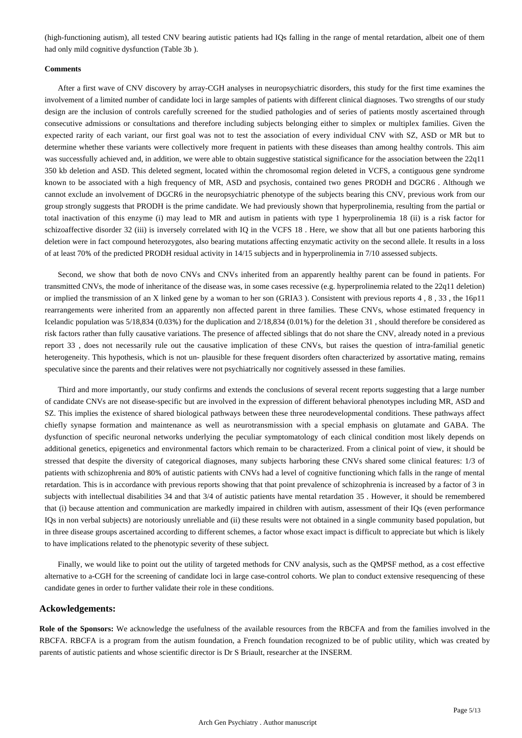(high-functioning autism), all tested CNV bearing autistic patients had IQs falling in the range of mental retardation, albeit one of them had only mild cognitive dysfunction (Table 3b ).

**Comments**

After a first wave of CNV discovery by array-CGH analyses in neuropsychiatric disorders, this study for the first time examines the involvement of a limited number of candidate loci in large samples of patients with different clinical diagnoses. Two strengths of our study design are the inclusion of controls carefully screened for the studied pathologies and of series of patients mostly ascertained through consecutive admissions or consultations and therefore including subjects belonging either to simplex or multiplex families. Given the expected rarity of each variant, our first goal was not to test the association of every individual CNV with SZ, ASD or MR but to determine whether these variants were collectively more frequent in patients with these diseases than among healthy controls. This aim was successfully achieved and, in addition, we were able to obtain suggestive statistical significance for the association between the 22q11 350 kb deletion and ASD. This deleted segment, located within the chromosomal region deleted in VCFS, a contiguous gene syndrome known to be associated with a high frequency of MR, ASD and psychosis, contained two genes PRODH and DGCR6 . Although we cannot exclude an involvement of DGCR6 in the neuropsychiatric phenotype of the subjects bearing this CNV, previous work from our group strongly suggests that PRODH is the prime candidate. We had previously shown that hyperprolinemia, resulting from the partial or total inactivation of this enzyme (i) may lead to MR and autism in patients with type 1 hyperprolinemia [18] (ii) is a risk factor for schizoaffective disorder [32] (iii) is inversely correlated with IQ in the VCFS [18] . Here, we show that all but one patients harboring this deletion were in fact compound heterozygotes, also bearing mutations affecting enzymatic activity on the second allele. It results in a loss of at least 70% of the predicted PRODH residual activity in 14/15 subjects and in hyperprolinemia in 7/10 assessed subjects.

Second, we show that both de novo CNVs and CNVs inherited from an apparently healthy parent can be found in patients. For transmitted CNVs, the mode of inheritance of the disease was, in some cases recessive (e.g. hyperprolinemia related to the 22q11 deletion) or implied the transmission of an X linked gene by a woman to her son (GRIA3 ). Consistent with previous reports [4 , 8 , 33] , the 16p11 rearrangements were inherited from an apparently non affected parent in three families. These CNVs, whose estimated frequency in Icelandic population was 5/18,834 (0.03%) for the duplication and 2/18,834 (0.01%) for the deletion [31] , should therefore be considered as risk factors rather than fully causative variations. The presence of affected siblings that do not share the CNV, already noted in a previous report [33] , does not necessarily rule out the causative implication of these CNVs, but raises the question of intra-familial genetic heterogeneity. This hypothesis, which is not un- plausible for these frequent disorders often characterized by assortative mating, remains speculative since the parents and their relatives were not psychiatrically nor cognitively assessed in these families.

Third and more importantly, our study confirms and extends the conclusions of several recent reports suggesting that a large number of candidate CNVs are not disease-specific but are involved in the expression of different behavioral phenotypes including MR, ASD and SZ. This implies the existence of shared biological pathways between these three neurodevelopmental conditions. These pathways affect chiefly synapse formation and maintenance as well as neurotransmission with a special emphasis on glutamate and GABA. The dysfunction of specific neuronal networks underlying the peculiar symptomatology of each clinical condition most likely depends on additional genetics, epigenetics and environmental factors which remain to be characterized. From a clinical point of view, it should be stressed that despite the diversity of categorical diagnoses, many subjects harboring these CNVs shared some clinical features: 1/3 of patients with schizophrenia and 80% of autistic patients with CNVs had a level of cognitive functioning which falls in the range of mental retardation. This is in accordance with previous reports showing that that point prevalence of schizophrenia is increased by a factor of 3 in subjects with intellectual disabilities [34] and that 3/4 of autistic patients have mental retardation [35] . However, it should be remembered that (i) because attention and communication are markedly impaired in children with autism, assessment of their IQs (even performance IQs in non verbal subjects) are notoriously unreliable and (ii) these results were not obtained in a single community based population, but in three disease groups ascertained according to different schemes, a factor whose exact impact is difficult to appreciate but which is likely to have implications related to the phenotypic severity of these subject.

Finally, we would like to point out the utility of targeted methods for CNV analysis, such as the QMPSF method, as a cost effective alternative to a-CGH for the screening of candidate loci in large case-control cohorts. We plan to conduct extensive resequencing of these candidate genes in order to further validate their role in these conditions.

## Ackowledgements:

**Role of the Sponsors:** We acknowledge the usefulness of the available resources from the RBCFA and from the families involved in the RBCFA. RBCFA is a program from the autism foundation, a French foundation recognized to be of public utility, which was created by parents of autistic patients and whose scientific director is Dr S Briault, researcher at the INSERM.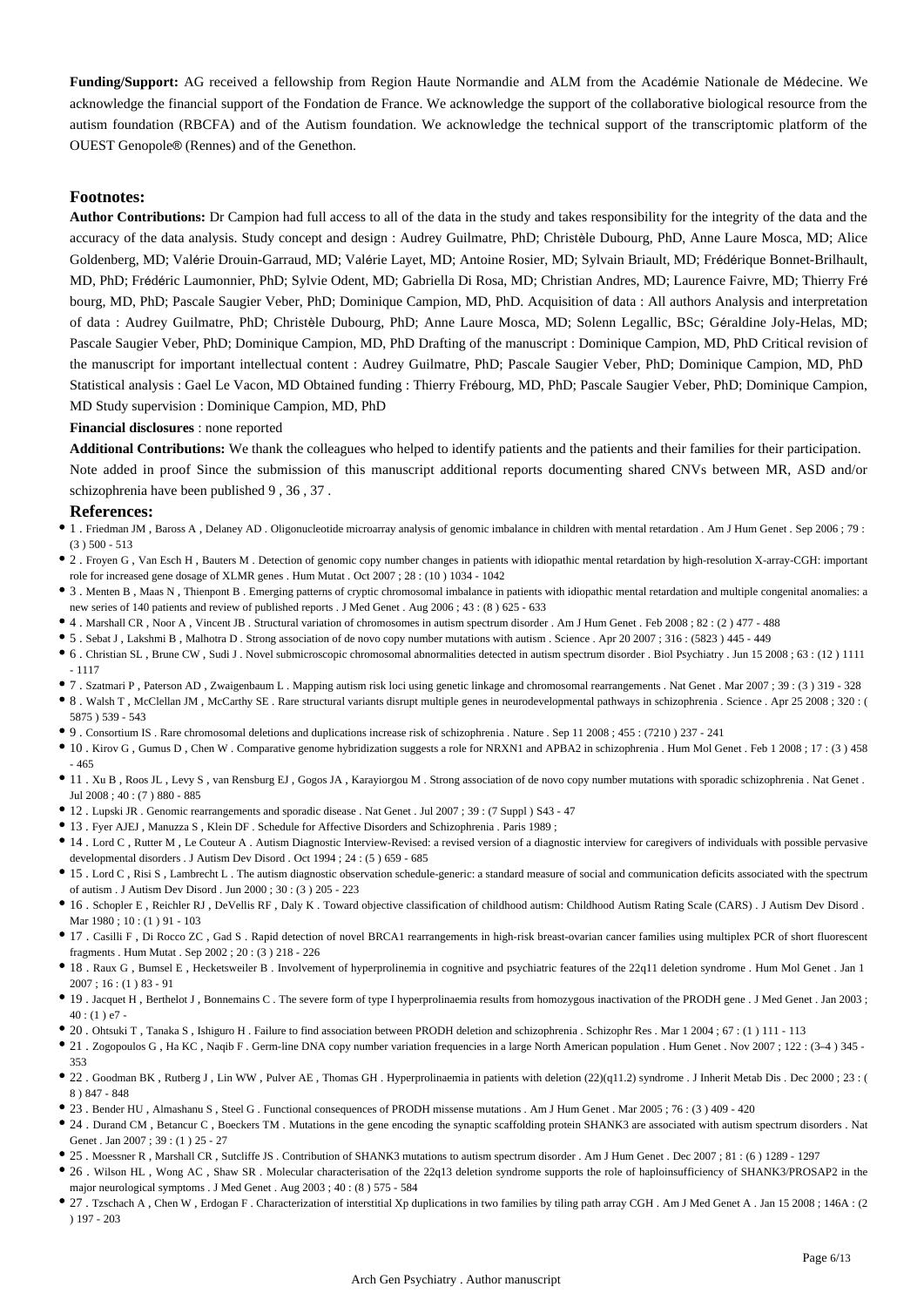**Funding/Support:** AG received a fellowship from Region Haute Normandie and ALM from the Académie Nationale de Médecine. We acknowledge the financial support of the Fondation de France. We acknowledge the support of the collaborative biological resource from the autism foundation (RBCFA) and of the Autism foundation. We acknowledge the technical support of the transcriptomic platform of the OUEST Genopole® (Rennes) and of the Genethon.

## Footnotes:

**Author Contributions:** Dr Campion had full access to all of the data in the study and takes responsibility for the integrity of the data and the accuracy of the data analysis. Study concept and design : Audrey Guilmatre, PhD; Christèle Dubourg, PhD, Anne Laure Mosca, MD; Alice Goldenberg, MD; Valérie Drouin-Garraud, MD; Valérie Layet, MD; Antoine Rosier, MD; Sylvain Briault, MD; Frédérique Bonnet-Brilhault, MD, PhD; Frédéric Laumonnier, PhD; Sylvie Odent, MD; Gabriella Di Rosa, MD; Christian Andres, MD; Laurence Faivre, MD; Thierry Frébourg, MD, PhD; Pascale Saugier Veber, PhD; Dominique Campion, MD, PhD. Acquisition of data : All authors Analysis and interpretation of data : Audrey Guilmatre, PhD; Christèle Dubourg, PhD; Anne Laure Mosca, MD; Solenn Legallic, BSc; Géraldine Joly-Helas, MD; Pascale Saugier Veber, PhD; Dominique Campion, MD, PhD Drafting of the manuscript : Dominique Campion, MD, PhD Critical revision of the manuscript for important intellectual content : Audrey Guilmatre, PhD; Pascale Saugier Veber, PhD; Dominique Campion, MD, PhD Statistical analysis : Gael Le Vacon, MD Obtained funding : Thierry Frébourg, MD, PhD; Pascale Saugier Veber, PhD; Dominique Campion, MD Study supervision : Dominique Campion, MD, PhD

**Financial disclosures** : none reported

**Additional Contributions:** We thank the colleagues who helped to identify patients and the patients and their families for their participation.

Note added in proof Since the submission of this manuscript additional reports documenting shared CNVs between MR, ASD and/or schizophrenia have been published 9 , 36 , 37 .

## References:

- 1 . Friedman JM , Baross A , Delaney AD . Oligonucleotide microarray analysis of genomic imbalance in children with mental retardation . Am J Hum Genet . Sep 2006 ; 79 : (3 ) 500 - 513
- 2 . Froyen G , Van Esch H , Bauters M . Detection of genomic copy number changes in patients with idiopathic mental retardation by high-resolution X-array-CGH: important role for increased gene dosage of XLMR genes . Hum Mutat . Oct 2007 ; 28 : (10 ) 1034 - 1042
- 3 . Menten B , Maas N , Thienpont B . Emerging patterns of cryptic chromosomal imbalance in patients with idiopathic mental retardation and multiple congenital anomalies: a new series of 140 patients and review of published reports . J Med Genet . Aug 2006 ; 43 : (8 ) 625 - 633
- 4 . Marshall CR , Noor A , Vincent JB . Structural variation of chromosomes in autism spectrum disorder . Am J Hum Genet . Feb 2008 ; 82 : (2 ) 477 - 488
- 5 . Sebat J , Lakshmi B , Malhotra D . Strong association of de novo copy number mutations with autism . Science . Apr 20 2007 ; 316 : (5823 ) 445 - 449
- 6 . Christian SL , Brune CW , Sudi J . Novel submicroscopic chromosomal abnormalities detected in autism spectrum disorder . Biol Psychiatry . Jun 15 2008 ; 63 : (12 ) 1111 - 1117
- 7 . Szatmari P , Paterson AD , Zwaigenbaum L . Mapping autism risk loci using genetic linkage and chromosomal rearrangements . Nat Genet . Mar 2007 ; 39 : (3 ) 319 - 328
- 8 . Walsh T , McClellan JM , McCarthy SE . Rare structural variants disrupt multiple genes in neurodevelopmental pathways in schizophrenia . Science . Apr 25 2008 ; 320 : ( 5875 ) 539 - 543
- 9 . Consortium IS . Rare chromosomal deletions and duplications increase risk of schizophrenia . Nature . Sep 11 2008 ; 455 : (7210 ) 237 - 241
- 10 . Kirov G , Gumus D , Chen W . Comparative genome hybridization suggests a role for NRXN1 and APBA2 in schizophrenia . Hum Mol Genet . Feb 1 2008 ; 17 : (3 ) 458 - 465
- 11 . Xu B , Roos JL , Levy S , van Rensburg EJ , Gogos JA , Karayiorgou M . Strong association of de novo copy number mutations with sporadic schizophrenia . Nat Genet . Jul 2008 ; 40 : (7 ) 880 - 885
- 12 . Lupski JR . Genomic rearrangements and sporadic disease . Nat Genet . Jul 2007 ; 39 : (7 Suppl ) S43 - 47
- 13 . Fyer AJEJ , Manuzza S , Klein DF . Schedule for Affective Disorders and Schizophrenia . Paris 1989 ;
- 14 . Lord C , Rutter M , Le Couteur A . Autism Diagnostic Interview-Revised: a revised version of a diagnostic interview for caregivers of individuals with possible pervasive developmental disorders . J Autism Dev Disord . Oct 1994 ; 24 : (5 ) 659 - 685
- 15 . Lord C , Risi S , Lambrecht L . The autism diagnostic observation schedule-generic: a standard measure of social and communication deficits associated with the spectrum of autism . J Autism Dev Disord . Jun 2000 ; 30 : (3 ) 205 - 223
- 16 . Schopler E , Reichler RJ , DeVellis RF , Daly K . Toward objective classification of childhood autism: Childhood Autism Rating Scale (CARS) . J Autism Dev Disord . Mar 1980 ; 10 : (1 ) 91 - 103
- 17 . Casilli F , Di Rocco ZC , Gad S . Rapid detection of novel BRCA1 rearrangements in high-risk breast-ovarian cancer families using multiplex PCR of short fluorescent fragments . Hum Mutat . Sep 2002 ; 20 : (3 ) 218 - 226
- 18 . Raux G , Bumsel E , Hecketsweiler B . Involvement of hyperprolinemia in cognitive and psychiatric features of the 22q11 deletion syndrome . Hum Mol Genet . Jan 1 2007 ; 16 : (1 ) 83 - 91
- 19 . Jacquet H , Berthelot J , Bonnemains C . The severe form of type I hyperprolinaemia results from homozygous inactivation of the PRODH gene . J Med Genet . Jan 2003 ; 40 : (1 ) e7 -
- 20 . Ohtsuki T , Tanaka S , Ishiguro H . Failure to find association between PRODH deletion and schizophrenia . Schizophr Res . Mar 1 2004 ; 67 : (1 ) 111 - 113
- 21 . Zogopoulos G , Ha KC , Naqib F . Germ-line DNA copy number variation frequencies in a large North American population . Hum Genet . Nov 2007 ; 122 : (3–4 ) 345 - 353
- 22 . Goodman BK , Rutberg J , Lin WW , Pulver AE , Thomas GH . Hyperprolinaemia in patients with deletion (22)(q11.2) syndrome . J Inherit Metab Dis . Dec 2000 ; 23 : ( 8 ) 847 - 848
- 23 . Bender HU , Almashanu S , Steel G . Functional consequences of PRODH missense mutations . Am J Hum Genet . Mar 2005 ; 76 : (3 ) 409 - 420
- 24 . Durand CM , Betancur C , Boeckers TM . Mutations in the gene encoding the synaptic scaffolding protein SHANK3 are associated with autism spectrum disorders . Nat Genet . Jan 2007 ; 39 : (1 ) 25 - 27
- 25 . Moessner R , Marshall CR , Sutcliffe JS . Contribution of SHANK3 mutations to autism spectrum disorder . Am J Hum Genet . Dec 2007 ; 81 : (6 ) 1289 - 1297
- 26 . Wilson HL , Wong AC , Shaw SR . Molecular characterisation of the 22q13 deletion syndrome supports the role of haploinsufficiency of SHANK3/PROSAP2 in the major neurological symptoms . J Med Genet . Aug 2003 ; 40 : (8 ) 575 - 584
- 27 . Tzschach A , Chen W , Erdogan F . Characterization of interstitial Xp duplications in two families by tiling path array CGH . Am J Med Genet A . Jan 15 2008 ; 146A : (2 ) 197 - 203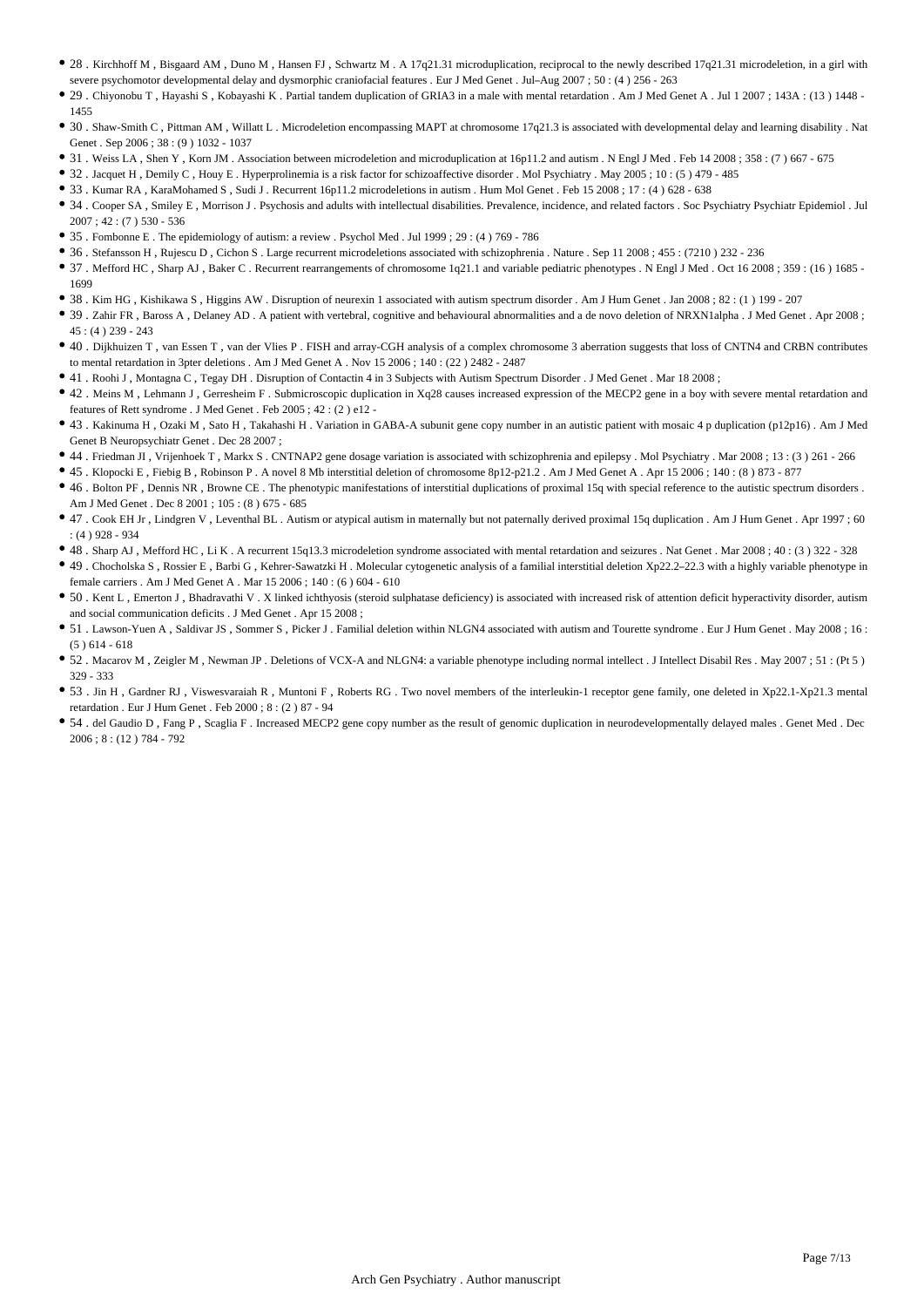- 28 . Kirchhoff M , Bisgaard AM , Duno M , Hansen FJ , Schwartz M . A 17q21.31 microduplication, reciprocal to the newly described 17q21.31 microdeletion, in a girl with severe psychomotor developmental delay and dysmorphic craniofacial features . Eur J Med Genet . Jul–Aug 2007 ; 50 : (4 ) 256 - 263
- 29 . Chiyonobu T , Hayashi S , Kobayashi K . Partial tandem duplication of GRIA3 in a male with mental retardation . Am J Med Genet A . Jul 1 2007 ; 143A : (13 ) 1448 - 1455
- 30 . Shaw-Smith C , Pittman AM , Willatt L . Microdeletion encompassing MAPT at chromosome 17q21.3 is associated with developmental delay and learning disability . Nat Genet . Sep 2006 ; 38 : (9 ) 1032 - 1037
- 31 . Weiss LA , Shen Y , Korn JM . Association between microdeletion and microduplication at 16p11.2 and autism . N Engl J Med . Feb 14 2008 ; 358 : (7 ) 667 - 675
- 32 . Jacquet H , Demily C , Houy E . Hyperprolinemia is a risk factor for schizoaffective disorder . Mol Psychiatry . May 2005 ; 10 : (5 ) 479 - 485
- 33 . Kumar RA , KaraMohamed S , Sudi J . Recurrent 16p11.2 microdeletions in autism . Hum Mol Genet . Feb 15 2008 ; 17 : (4 ) 628 - 638
- 34 . Cooper SA , Smiley E , Morrison J . Psychosis and adults with intellectual disabilities. Prevalence, incidence, and related factors . Soc Psychiatry Psychiatr Epidemiol . Jul 2007 ; 42 : (7 ) 530 - 536
- 35 . Fombonne E . The epidemiology of autism: a review . Psychol Med . Jul 1999 ; 29 : (4 ) 769 - 786
- 36 . Stefansson H , Rujescu D , Cichon S . Large recurrent microdeletions associated with schizophrenia . Nature . Sep 11 2008 ; 455 : (7210 ) 232 - 236
- 37 . Mefford HC , Sharp AJ , Baker C . Recurrent rearrangements of chromosome 1q21.1 and variable pediatric phenotypes . N Engl J Med . Oct 16 2008 ; 359 : (16 ) 1685 - 1699
- 38 . Kim HG , Kishikawa S , Higgins AW . Disruption of neurexin 1 associated with autism spectrum disorder . Am J Hum Genet . Jan 2008 ; 82 : (1 ) 199 - 207
- 39 . Zahir FR , Baross A , Delaney AD . A patient with vertebral, cognitive and behavioural abnormalities and a de novo deletion of NRXN1alpha . J Med Genet . Apr 2008 ; 45 : (4 ) 239 - 243
- 40 . Dijkhuizen T , van Essen T , van der Vlies P . FISH and array-CGH analysis of a complex chromosome 3 aberration suggests that loss of CNTN4 and CRBN contributes to mental retardation in 3pter deletions . Am J Med Genet A . Nov 15 2006 ; 140 : (22 ) 2482 - 2487
- 41 . Roohi J , Montagna C , Tegay DH . Disruption of Contactin 4 in 3 Subjects with Autism Spectrum Disorder . J Med Genet . Mar 18 2008 ;
- 42 . Meins M , Lehmann J , Gerresheim F . Submicroscopic duplication in Xq28 causes increased expression of the MECP2 gene in a boy with severe mental retardation and features of Rett syndrome . J Med Genet . Feb 2005 ; 42 : (2 ) e12 -
- 43 . Kakinuma H , Ozaki M , Sato H , Takahashi H . Variation in GABA-A subunit gene copy number in an autistic patient with mosaic 4 p duplication (p12p16) . Am J Med Genet B Neuropsychiatr Genet . Dec 28 2007 ;
- 44 . Friedman JI , Vrijenhoek T , Markx S . CNTNAP2 gene dosage variation is associated with schizophrenia and epilepsy . Mol Psychiatry . Mar 2008 ; 13 : (3 ) 261 - 266
- 45 . Klopocki E , Fiebig B , Robinson P . A novel 8 Mb interstitial deletion of chromosome 8p12-p21.2 . Am J Med Genet A . Apr 15 2006 ; 140 : (8 ) 873 - 877
- 46 . Bolton PF , Dennis NR , Browne CE . The phenotypic manifestations of interstitial duplications of proximal 15q with special reference to the autistic spectrum disorders . Am J Med Genet . Dec 8 2001 ; 105 : (8 ) 675 - 685
- 47 . Cook EH Jr , Lindgren V , Leventhal BL . Autism or atypical autism in maternally but not paternally derived proximal 15q duplication . Am J Hum Genet . Apr 1997 ; 60 : (4 ) 928 - 934
- 48 . Sharp AJ , Mefford HC , Li K . A recurrent 15q13.3 microdeletion syndrome associated with mental retardation and seizures . Nat Genet . Mar 2008 ; 40 : (3 ) 322 - 328
- 49 . Chocholska S , Rossier E , Barbi G , Kehrer-Sawatzki H . Molecular cytogenetic analysis of a familial interstitial deletion Xp22.2–22.3 with a highly variable phenotype in female carriers . Am J Med Genet A . Mar 15 2006 ; 140 : (6 ) 604 - 610
- 50 . Kent L , Emerton J , Bhadravathi V . X linked ichthyosis (steroid sulphatase deficiency) is associated with increased risk of attention deficit hyperactivity disorder, autism and social communication deficits . J Med Genet . Apr 15 2008 ;
- 51 . Lawson-Yuen A , Saldivar JS , Sommer S , Picker J . Familial deletion within NLGN4 associated with autism and Tourette syndrome . Eur J Hum Genet . May 2008 ; 16 : (5 ) 614 - 618
- 52 . Macarov M , Zeigler M , Newman JP . Deletions of VCX-A and NLGN4: a variable phenotype including normal intellect . J Intellect Disabil Res . May 2007 ; 51 : (Pt 5 ) 329 - 333
- 53 . Jin H , Gardner RJ , Viswesvaraiah R , Muntoni F , Roberts RG . Two novel members of the interleukin-1 receptor gene family, one deleted in Xp22.1-Xp21.3 mental retardation . Eur J Hum Genet . Feb 2000 ; 8 : (2 ) 87 - 94
- 54 . del Gaudio D , Fang P , Scaglia F . Increased MECP2 gene copy number as the result of genomic duplication in neurodevelopmentally delayed males . Genet Med . Dec 2006 ; 8 : (12 ) 784 - 792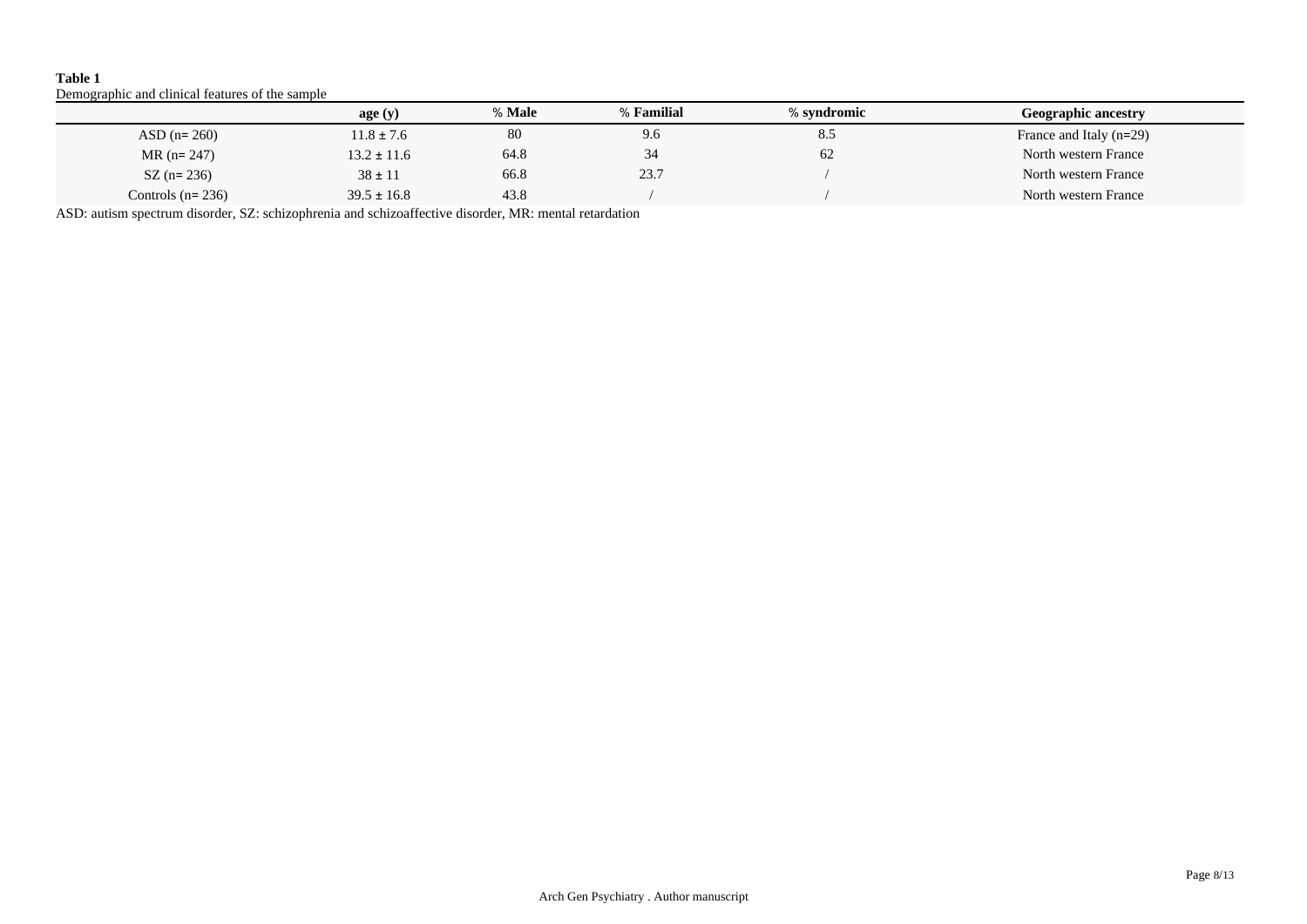**Table 1**

Demographic and clinical features of the sample

| | age (y) | % Male | % Familial | % syndromic | Geographic ancestry |
|---|---|---|---|---|---|
| ASD (n= 260) | 11.8 ± 7.6 | 80 | 9.6 | 8.5 | France and Italy (n=29) |
| MR (n= 247) | 13.2 ± 11.6 | 64.8 | 34 | 62 | North western France |
| SZ (n= 236) | 38 ± 11 | 66.8 | 23.7 | / | North western France |
| Controls (n= 236) | 39.5 ± 16.8 | 43.8 | / | / | North western France |

ASD: autism spectrum disorder, SZ: schizophrenia and schizoaffective disorder, MR: mental retardation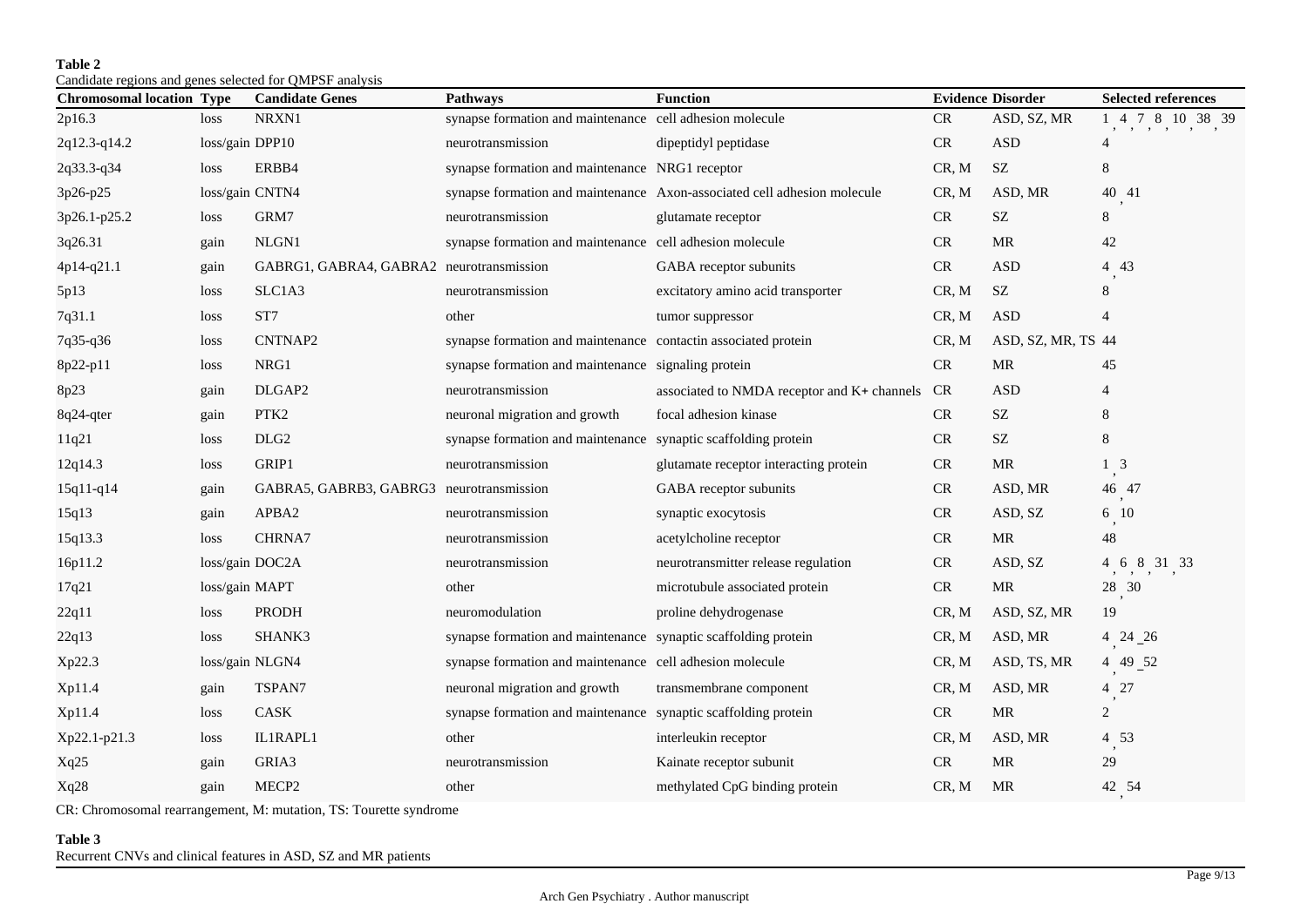**Table 2**

Candidate regions and genes selected for QMPSF analysis

| Chromosomal location | Type | Candidate Genes | Pathways | Function | Evidence | Disorder | Selected references |
|---|---|---|---|---|---|---|---|
| 2p16.3 | loss | NRXN1 | synapse formation and maintenance | cell adhesion molecule | CR | ASD, SZ, MR | 1, 4, 7, 8, 10, 38, 39 |
| 2q12.3-q14.2 | loss/gain | DPP10 | neurotransmission | dipeptidyl peptidase | CR | ASD | 4 |
| 2q33.3-q34 | loss | ERBB4 | synapse formation and maintenance | NRG1 receptor | CR, M | SZ | 8 |
| 3p26-p25 | loss/gain | CNTN4 | synapse formation and maintenance | Axon-associated cell adhesion molecule | CR, M | ASD, MR | 40, 41 |
| 3p26.1-p25.2 | loss | GRM7 | neurotransmission | glutamate receptor | CR | SZ | 8 |
| 3q26.31 | gain | NLGN1 | synapse formation and maintenance | cell adhesion molecule | CR | MR | 42 |
| 4p14-q21.1 | gain | GABRG1, GABRA4, GABRA2 | neurotransmission | GABA receptor subunits | CR | ASD | 4, 43 |
| 5p13 | loss | SLC1A3 | neurotransmission | excitatory amino acid transporter | CR, M | SZ | 8 |
| 7q31.1 | loss | ST7 | other | tumor suppressor | CR, M | ASD | 4 |
| 7q35-q36 | loss | CNTNAP2 | synapse formation and maintenance | contactin associated protein | CR, M | ASD, SZ, MR, TS | 44 |
| 8p22-p11 | loss | NRG1 | synapse formation and maintenance | signaling protein | CR | MR | 45 |
| 8p23 | gain | DLGAP2 | neurotransmission | associated to NMDA receptor and K+ channels | CR | ASD | 4 |
| 8q24-qter | gain | PTK2 | neuronal migration and growth | focal adhesion kinase | CR | SZ | 8 |
| 11q21 | loss | DLG2 | synapse formation and maintenance | synaptic scaffolding protein | CR | SZ | 8 |
| 12q14.3 | loss | GRIP1 | neurotransmission | glutamate receptor interacting protein | CR | MR | 1, 3 |
| 15q11-q14 | gain | GABRA5, GABRB3, GABRG3 | neurotransmission | GABA receptor subunits | CR | ASD, MR | 46, 47 |
| 15q13 | gain | APBA2 | neurotransmission | synaptic exocytosis | CR | ASD, SZ | 6, 10 |
| 15q13.3 | loss | CHRNA7 | neurotransmission | acetylcholine receptor | CR | MR | 48 |
| 16p11.2 | loss/gain | DOC2A | neurotransmission | neurotransmitter release regulation | CR | ASD, SZ | 4, 6, 8, 31, 33 |
| 17q21 | loss/gain | MAPT | other | microtubule associated protein | CR | MR | 28, 30 |
| 22q11 | loss | PRODH | neuromodulation | proline dehydrogenase | CR, M | ASD, SZ, MR | 19 |
| 22q13 | loss | SHANK3 | synapse formation and maintenance | synaptic scaffolding protein | CR, M | ASD, MR | 4, 24–26 |
| Xp22.3 | loss/gain | NLGN4 | synapse formation and maintenance | cell adhesion molecule | CR, M | ASD, TS, MR | 4, 49–52 |
| Xp11.4 | gain | TSPAN7 | neuronal migration and growth | transmembrane component | CR, M | ASD, MR | 4, 27 |
| Xp11.4 | loss | CASK | synapse formation and maintenance | synaptic scaffolding protein | CR | MR | 2 |
| Xp22.1-p21.3 | loss | IL1RAPL1 | other | interleukin receptor | CR, M | ASD, MR | 4, 53 |
| Xq25 | gain | GRIA3 | neurotransmission | Kainate receptor subunit | CR | MR | 29 |
| Xq28 | gain | MECP2 | other | methylated CpG binding protein | CR, M | MR | 42, 54 |

CR: Chromosomal rearrangement, M: mutation, TS: Tourette syndrome

**Table 3**

Recurrent CNVs and clinical features in ASD, SZ and MR patients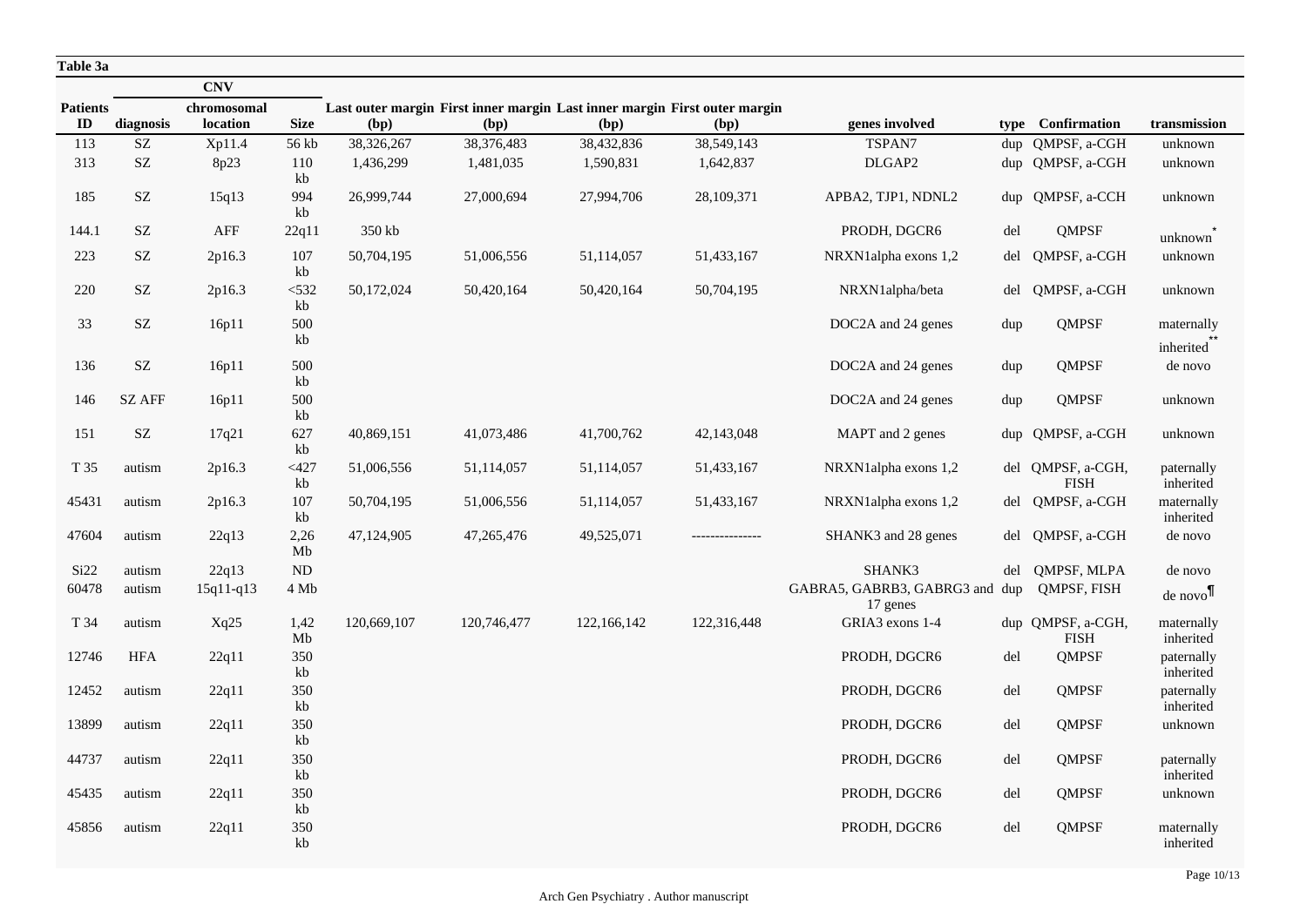**Table 3a**

| Patients ID | diagnosis | CNV chromosomal location | Size | Last outer margin (bp) | First inner margin (bp) | Last inner margin (bp) | First outer margin (bp) | genes involved | type | Confirmation | transmission |
|---|---|---|---|---|---|---|---|---|---|---|---|
| 113 | SZ | Xp11.4 | 56 kb | 38,326,267 | 38,376,483 | 38,432,836 | 38,549,143 | TSPAN7 | dup | QMPSF, a-CGH | unknown |
| 313 | SZ | 8p23 | 110 kb | 1,436,299 | 1,481,035 | 1,590,831 | 1,642,837 | DLGAP2 | dup | QMPSF, a-CGH | unknown |
| 185 | SZ | 15q13 | 994 kb | 26,999,744 | 27,000,694 | 27,994,706 | 28,109,371 | APBA2, TJP1, NDNL2 | dup | QMPSF, a-CCH | unknown |
| 144.1 | SZ | AFF | 22q11 | 350 kb | | | | PRODH, DGCR6 | del | QMPSF | unknown* |
| 223 | SZ | 2p16.3 | 107 kb | 50,704,195 | 51,006,556 | 51,114,057 | 51,433,167 | NRXN1alpha exons 1,2 | del | QMPSF, a-CGH | unknown |
| 220 | SZ | 2p16.3 | <532 kb | 50,172,024 | 50,420,164 | 50,420,164 | 50,704,195 | NRXN1alpha/beta | del | QMPSF, a-CGH | unknown |
| 33 | SZ | 16p11 | 500 kb | | | | | DOC2A and 24 genes | dup | QMPSF | maternally inherited** |
| 136 | SZ | 16p11 | 500 kb | | | | | DOC2A and 24 genes | dup | QMPSF | de novo |
| 146 | SZ AFF | 16p11 | 500 kb | | | | | DOC2A and 24 genes | dup | QMPSF | unknown |
| 151 | SZ | 17q21 | 627 kb | 40,869,151 | 41,073,486 | 41,700,762 | 42,143,048 | MAPT and 2 genes | dup | QMPSF, a-CGH | unknown |
| T 35 | autism | 2p16.3 | <427 kb | 51,006,556 | 51,114,057 | 51,114,057 | 51,433,167 | NRXN1alpha exons 1,2 | del | QMPSF, a-CGH, FISH | paternally inherited |
| 45431 | autism | 2p16.3 | 107 kb | 50,704,195 | 51,006,556 | 51,114,057 | 51,433,167 | NRXN1alpha exons 1,2 | del | QMPSF, a-CGH | maternally inherited |
| 47604 | autism | 22q13 | 2,26 Mb | 47,124,905 | 47,265,476 | 49,525,071 | --------------- | SHANK3 and 28 genes | del | QMPSF, a-CGH | de novo |
| Si22 | autism | 22q13 | ND | | | | | SHANK3 | del | QMPSF, MLPA | de novo |
| 60478 | autism | 15q11-q13 | 4 Mb | | | | | GABRA5, GABRB3, GABRG3 and 17 genes | dup | QMPSF, FISH | de novo¶ |
| T 34 | autism | Xq25 | 1,42 Mb | 120,669,107 | 120,746,477 | 122,166,142 | 122,316,448 | GRIA3 exons 1-4 | dup | QMPSF, a-CGH, FISH | maternally inherited |
| 12746 | HFA | 22q11 | 350 kb | | | | | PRODH, DGCR6 | del | QMPSF | paternally inherited |
| 12452 | autism | 22q11 | 350 kb | | | | | PRODH, DGCR6 | del | QMPSF | paternally inherited |
| 13899 | autism | 22q11 | 350 kb | | | | | PRODH, DGCR6 | del | QMPSF | unknown |
| 44737 | autism | 22q11 | 350 kb | | | | | PRODH, DGCR6 | del | QMPSF | paternally inherited |
| 45435 | autism | 22q11 | 350 kb | | | | | PRODH, DGCR6 | del | QMPSF | unknown |
| 45856 | autism | 22q11 | 350 kb | | | | | PRODH, DGCR6 | del | QMPSF | maternally inherited |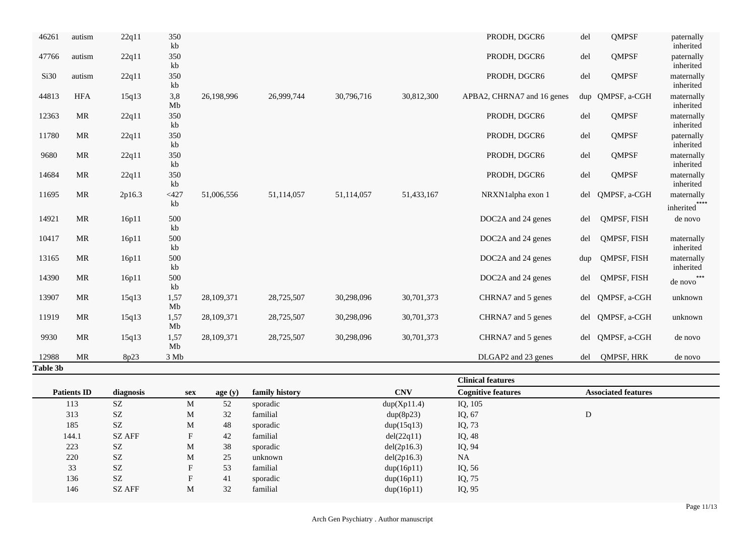| | | | | | | | | | | | |
|---|---|---|---|---|---|---|---|---|---|---|---|
| 46261 | autism | 22q11 | 350 kb | | | | | PRODH, DGCR6 | del | QMPSF | paternally inherited |
| 47766 | autism | 22q11 | 350 kb | | | | | PRODH, DGCR6 | del | QMPSF | paternally inherited |
| Si30 | autism | 22q11 | 350 kb | | | | | PRODH, DGCR6 | del | QMPSF | maternally inherited |
| 44813 | HFA | 15q13 | 3,8 Mb | 26,198,996 | 26,999,744 | 30,796,716 | 30,812,300 | APBA2, CHRNA7 and 16 genes | dup | QMPSF, a-CGH | maternally inherited |
| 12363 | MR | 22q11 | 350 kb | | | | | PRODH, DGCR6 | del | QMPSF | maternally inherited |
| 11780 | MR | 22q11 | 350 kb | | | | | PRODH, DGCR6 | del | QMPSF | paternally inherited |
| 9680 | MR | 22q11 | 350 kb | | | | | PRODH, DGCR6 | del | QMPSF | maternally inherited |
| 14684 | MR | 22q11 | 350 kb | | | | | PRODH, DGCR6 | del | QMPSF | maternally inherited |
| 11695 | MR | 2p16.3 | <427 kb | 51,006,556 | 51,114,057 | 51,114,057 | 51,433,167 | NRXN1alpha exon 1 | del | QMPSF, a-CGH | maternally inherited**** |
| 14921 | MR | 16p11 | 500 kb | | | | | DOC2A and 24 genes | del | QMPSF, FISH | de novo |
| 10417 | MR | 16p11 | 500 kb | | | | | DOC2A and 24 genes | del | QMPSF, FISH | maternally inherited |
| 13165 | MR | 16p11 | 500 kb | | | | | DOC2A and 24 genes | dup | QMPSF, FISH | maternally inherited |
| 14390 | MR | 16p11 | 500 kb | | | | | DOC2A and 24 genes | del | QMPSF, FISH | de novo*** |
| 13907 | MR | 15q13 | 1,57 Mb | 28,109,371 | 28,725,507 | 30,298,096 | 30,701,373 | CHRNA7 and 5 genes | del | QMPSF, a-CGH | unknown |
| 11919 | MR | 15q13 | 1,57 Mb | 28,109,371 | 28,725,507 | 30,298,096 | 30,701,373 | CHRNA7 and 5 genes | del | QMPSF, a-CGH | unknown |
| 9930 | MR | 15q13 | 1,57 Mb | 28,109,371 | 28,725,507 | 30,298,096 | 30,701,373 | CHRNA7 and 5 genes | del | QMPSF, a-CGH | de novo |
| 12988 | MR | 8p23 | 3 Mb | | | | | DLGAP2 and 23 genes | del | QMPSF, HRK | de novo |

**Table 3b**

| Patients ID | diagnosis | sex | age (y) | family history | CNV | Clinical features: Cognitive features | Clinical features: Associated features |
|---|---|---|---|---|---|---|---|
| 113 | SZ | M | 52 | sporadic | dup(Xp11.4) | IQ, 105 | |
| 313 | SZ | M | 32 | familial | dup(8p23) | IQ, 67 | D |
| 185 | SZ | M | 48 | sporadic | dup(15q13) | IQ, 73 | |
| 144.1 | SZ AFF | F | 42 | familial | del(22q11) | IQ, 48 | |
| 223 | SZ | M | 38 | sporadic | del(2p16.3) | IQ, 94 | |
| 220 | SZ | M | 25 | unknown | del(2p16.3) | NA | |
| 33 | SZ | F | 53 | familial | dup(16p11) | IQ, 56 | |
| 136 | SZ | F | 41 | sporadic | dup(16p11) | IQ, 75 | |
| 146 | SZ AFF | M | 32 | familial | dup(16p11) | IQ, 95 | |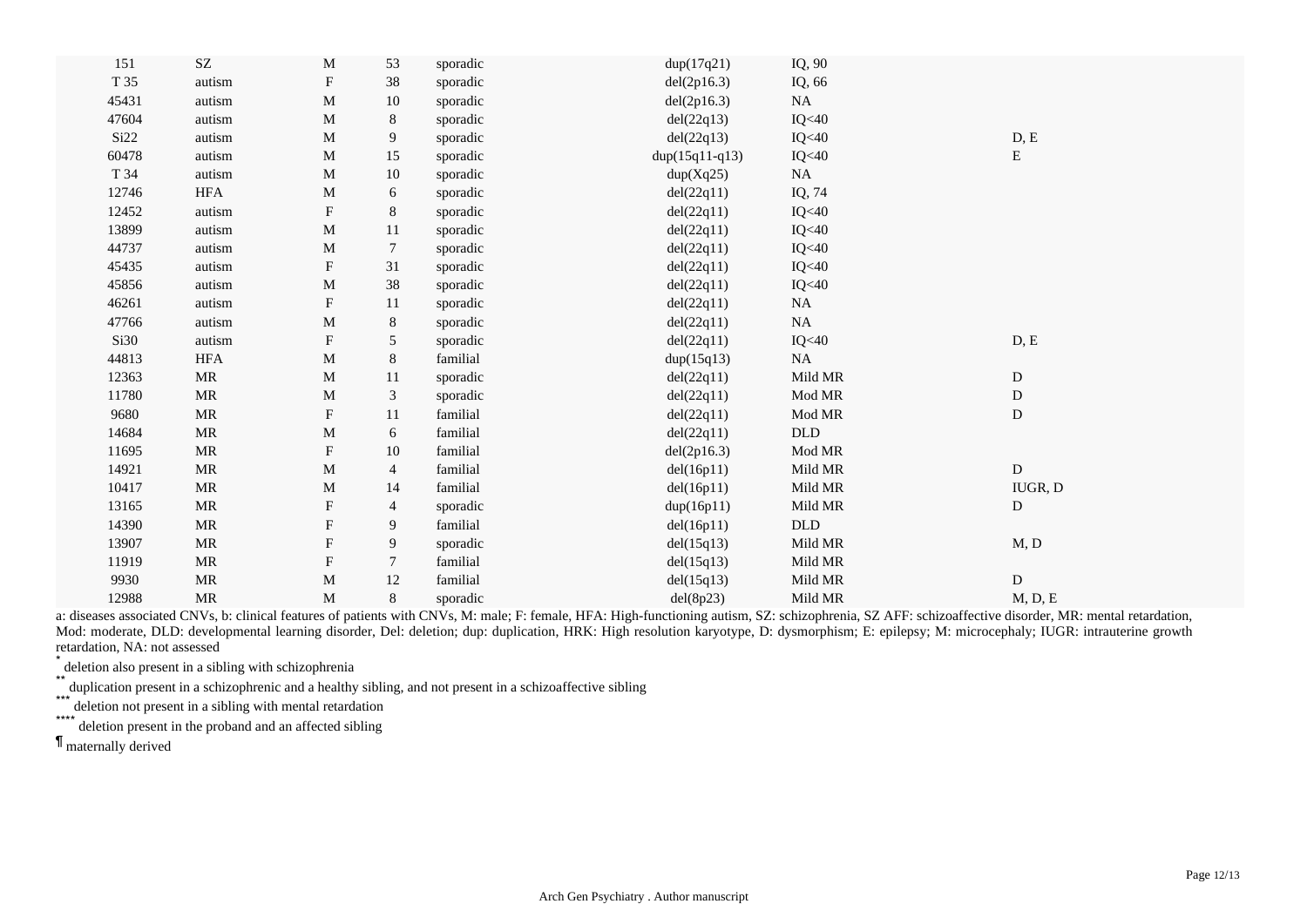| | | | | | | | |
|---|---|---|---|---|---|---|---|
| 151 | SZ | M | 53 | sporadic | dup(17q21) | IQ, 90 | |
| T 35 | autism | F | 38 | sporadic | del(2p16.3) | IQ, 66 | |
| 45431 | autism | M | 10 | sporadic | del(2p16.3) | NA | |
| 47604 | autism | M | 8 | sporadic | del(22q13) | IQ<40 | |
| Si22 | autism | M | 9 | sporadic | del(22q13) | IQ<40 | D, E |
| 60478 | autism | M | 15 | sporadic | dup(15q11-q13) | IQ<40 | E |
| T 34 | autism | M | 10 | sporadic | dup(Xq25) | NA | |
| 12746 | HFA | M | 6 | sporadic | del(22q11) | IQ, 74 | |
| 12452 | autism | F | 8 | sporadic | del(22q11) | IQ<40 | |
| 13899 | autism | M | 11 | sporadic | del(22q11) | IQ<40 | |
| 44737 | autism | M | 7 | sporadic | del(22q11) | IQ<40 | |
| 45435 | autism | F | 31 | sporadic | del(22q11) | IQ<40 | |
| 45856 | autism | M | 38 | sporadic | del(22q11) | IQ<40 | |
| 46261 | autism | F | 11 | sporadic | del(22q11) | NA | |
| 47766 | autism | M | 8 | sporadic | del(22q11) | NA | |
| Si30 | autism | F | 5 | sporadic | del(22q11) | IQ<40 | D, E |
| 44813 | HFA | M | 8 | familial | dup(15q13) | NA | |
| 12363 | MR | M | 11 | sporadic | del(22q11) | Mild MR | D |
| 11780 | MR | M | 3 | sporadic | del(22q11) | Mod MR | D |
| 9680 | MR | F | 11 | familial | del(22q11) | Mod MR | D |
| 14684 | MR | M | 6 | familial | del(22q11) | DLD | |
| 11695 | MR | F | 10 | familial | del(2p16.3) | Mod MR | |
| 14921 | MR | M | 4 | familial | del(16p11) | Mild MR | D |
| 10417 | MR | M | 14 | familial | del(16p11) | Mild MR | IUGR, D |
| 13165 | MR | F | 4 | sporadic | dup(16p11) | Mild MR | D |
| 14390 | MR | F | 9 | familial | del(16p11) | DLD | |
| 13907 | MR | F | 9 | sporadic | del(15q13) | Mild MR | M, D |
| 11919 | MR | F | 7 | familial | del(15q13) | Mild MR | |
| 9930 | MR | M | 12 | familial | del(15q13) | Mild MR | D |
| 12988 | MR | M | 8 | sporadic | del(8p23) | Mild MR | M, D, E |

a: diseases associated CNVs, b: clinical features of patients with CNVs, M: male; F: female, HFA: High-functioning autism, SZ: schizophrenia, SZ AFF: schizoaffective disorder, MR: mental retardation, Mod: moderate, DLD: developmental learning disorder, Del: deletion; dup: duplication, HRK: High resolution karyotype, D: dysmorphism; E: epilepsy; M: microcephaly; IUGR: intrauterine growth retardation, NA: not assessed

[*] deletion also present in a sibling with schizophrenia

[**] duplication present in a schizophrenic and a healthy sibling, and not present in a schizoaffective sibling

[***] deletion not present in a sibling with mental retardation

[****] deletion present in the proband and an affected sibling

[¶] maternally derived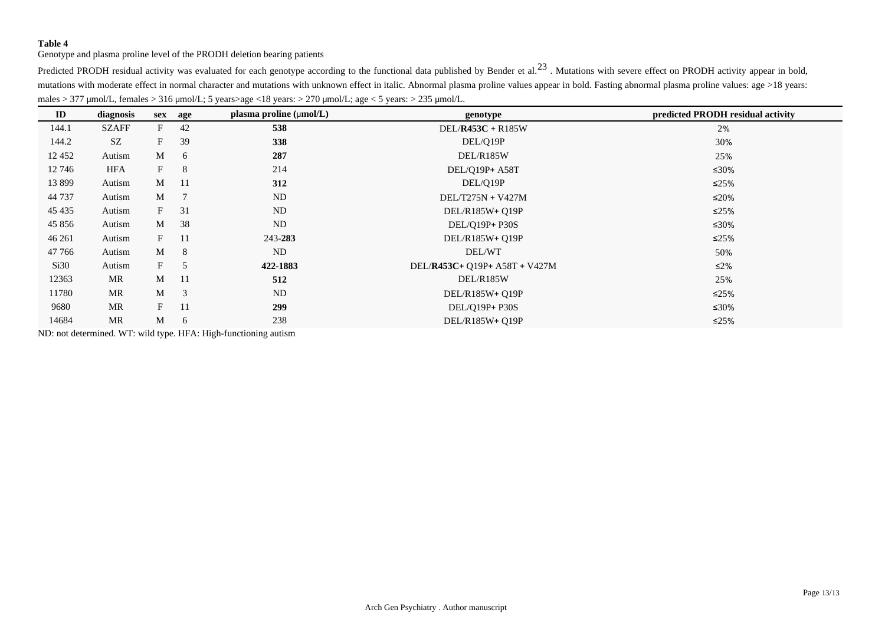**Table 4**

Genotype and plasma proline level of the PRODH deletion bearing patients

Predicted PRODH residual activity was evaluated for each genotype according to the functional data published by Bender et al.[23] . Mutations with severe effect on PRODH activity appear in bold, mutations with moderate effect in normal character and mutations with unknown effect in italic. Abnormal plasma proline values appear in bold. Fasting abnormal plasma proline values: age >18 years: males > 377 μmol/L, females > 316 μmol/L; 5 years>age <18 years: > 270 μmol/L; age < 5 years: > 235 μmol/L.

| ID | diagnosis | sex | age | plasma proline (μmol/L) | genotype | predicted PRODH residual activity |
|---|---|---|---|---|---|---|
| 144.1 | SZAFF | F | 42 | **538** | DEL/**R453C** + R185W | 2% |
| 144.2 | SZ | F | 39 | **338** | DEL/Q19P | 30% |
| 12 452 | Autism | M | 6 | **287** | DEL/R185W | 25% |
| 12 746 | HFA | F | 8 | 214 | DEL/Q19P+ A58T | ≤30% |
| 13 899 | Autism | M | 11 | **312** | DEL/Q19P | ≤25% |
| 44 737 | Autism | M | 7 | ND | DEL/T275N + V427M | ≤20% |
| 45 435 | Autism | F | 31 | ND | DEL/R185W+ Q19P | ≤25% |
| 45 856 | Autism | M | 38 | ND | DEL/Q19P+ P30S | ≤30% |
| 46 261 | Autism | F | 11 | 243-**283** | DEL/R185W+ Q19P | ≤25% |
| 47 766 | Autism | M | 8 | ND | DEL/WT | 50% |
| Si30 | Autism | F | 5 | **422-1883** | DEL/**R453C**+ Q19P+ A58T + V427M | ≤2% |
| 12363 | MR | M | 11 | **512** | DEL/R185W | 25% |
| 11780 | MR | M | 3 | ND | DEL/R185W+ Q19P | ≤25% |
| 9680 | MR | F | 11 | **299** | DEL/Q19P+ P30S | ≤30% |
| 14684 | MR | M | 6 | 238 | DEL/R185W+ Q19P | ≤25% |

ND: not determined. WT: wild type. HFA: High-functioning autism